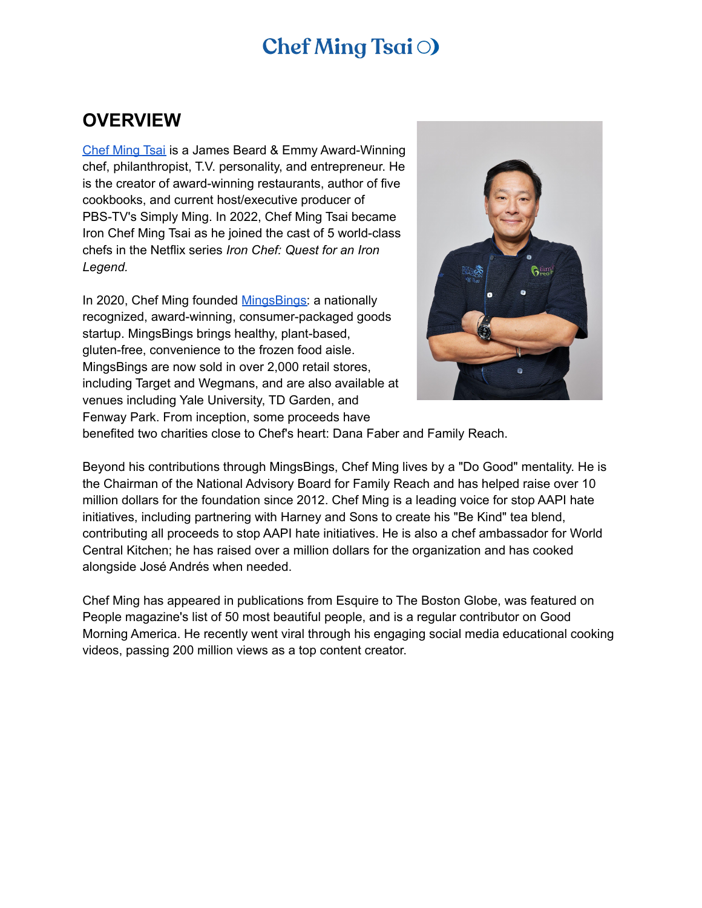# Chef Ming Tsai

## OVERVIEW

Chef Ming Tsai is a James Beard & Emmy Award-Winning chef, philanthropist, T.V. personality, and entrepreneur. He is the creator of award-winning restaurants, author of five cookbooks, and current host/executive producer of PBS-TV's Simply Ming. In 2022, Chef Ming Tsai became Iron Chef Ming Tsai as he joined the cast of 5 world-class chefs in the Netflix series *Iron Chef: Quest for an Iron Legend.*

In 2020, Chef Ming founded MingsBings: a nationally recognized, award-winning, consumer-packaged goods startup. MingsBings brings healthy, plant-based, gluten-free, convenience to the frozen food aisle. MingsBings are now sold in over 2,000 retail stores, including Target and Wegmans, and are also available at venues including Yale University, TD Garden, and Fenway Park. From inception, some proceeds have benefited two charities close to Chef's heart: Dana Faber and Family Reach.

Beyond his contributions through MingsBings, Chef Ming lives by a "Do Good" mentality. He is the Chairman of the National Advisory Board for Family Reach and has helped raise over 10 million dollars for the foundation since 2012. Chef Ming is a leading voice for stop AAPI hate initiatives, including partnering with Harney and Sons to create his "Be Kind" tea blend, contributing all proceeds to stop AAPI hate initiatives. He is also a chef ambassador for World Central Kitchen; he has raised over a million dollars for the organization and has cooked alongside José Andrés when needed.

Chef Ming has appeared in publications from Esquire to The Boston Globe, was featured on People magazine's list of 50 most beautiful people, and is a regular contributor on Good Morning America. He recently went viral through his engaging social media educational cooking videos, passing 200 million views as a top content creator.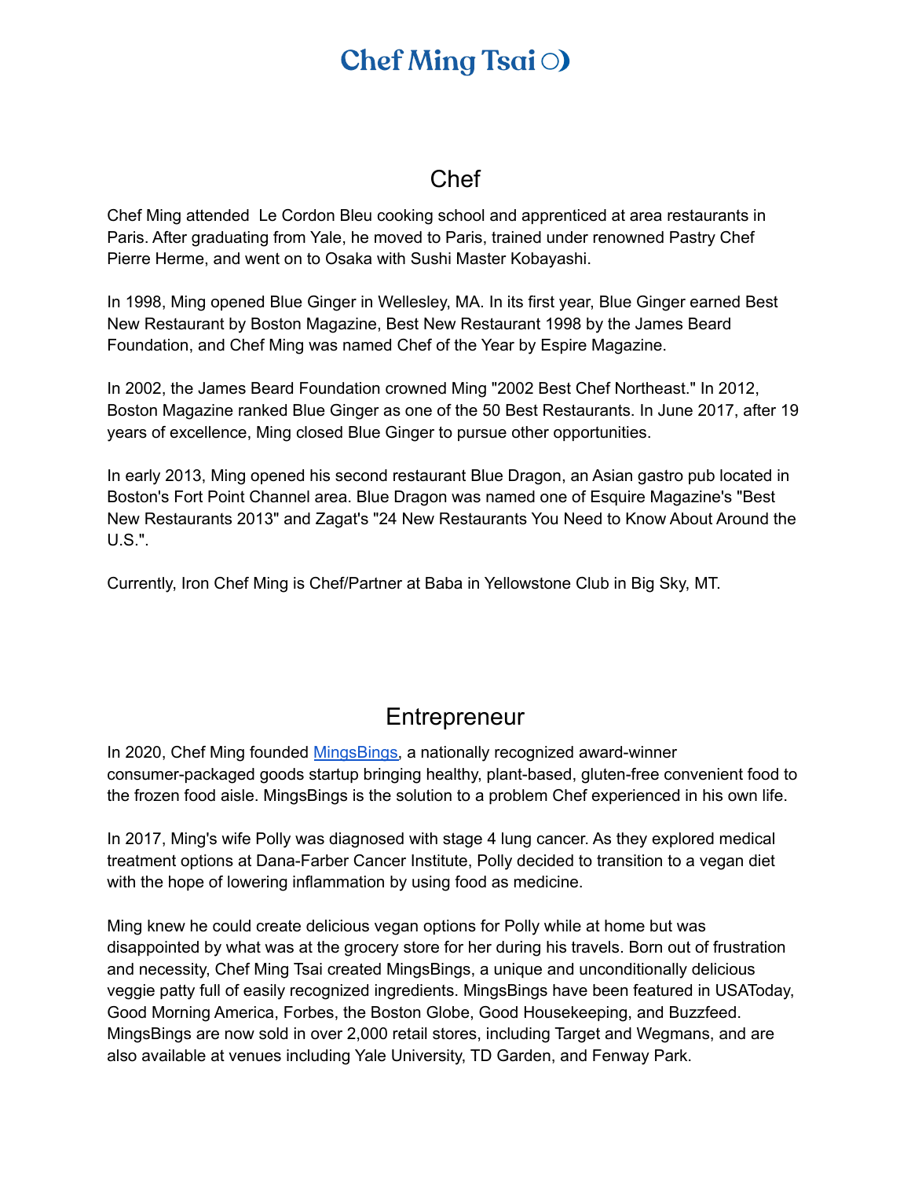## Chef

Chef Ming attended  Le Cordon Bleu cooking school and apprenticed at area restaurants in Paris. After graduating from Yale, he moved to Paris, trained under renowned Pastry Chef Pierre Herme, and went on to Osaka with Sushi Master Kobayashi.

In 1998, Ming opened Blue Ginger in Wellesley, MA. In its first year, Blue Ginger earned Best New Restaurant by Boston Magazine, Best New Restaurant 1998 by the James Beard Foundation, and Chef Ming was named Chef of the Year by Espire Magazine.

In 2002, the James Beard Foundation crowned Ming "2002 Best Chef Northeast." In 2012, Boston Magazine ranked Blue Ginger as one of the 50 Best Restaurants. In June 2017, after 19 years of excellence, Ming closed Blue Ginger to pursue other opportunities.

In early 2013, Ming opened his second restaurant Blue Dragon, an Asian gastro pub located in Boston's Fort Point Channel area. Blue Dragon was named one of Esquire Magazine's "Best New Restaurants 2013" and Zagat's "24 New Restaurants You Need to Know About Around the U.S.".

Currently, Iron Chef Ming is Chef/Partner at Baba in Yellowstone Club in Big Sky, MT.

## Entrepreneur

In 2020, Chef Ming founded [MingsBings](), a nationally recognized award-winner consumer-packaged goods startup bringing healthy, plant-based, gluten-free convenient food to the frozen food aisle. MingsBings is the solution to a problem Chef experienced in his own life.

In 2017, Ming's wife Polly was diagnosed with stage 4 lung cancer. As they explored medical treatment options at Dana-Farber Cancer Institute, Polly decided to transition to a vegan diet with the hope of lowering inflammation by using food as medicine.

Ming knew he could create delicious vegan options for Polly while at home but was disappointed by what was at the grocery store for her during his travels. Born out of frustration and necessity, Chef Ming Tsai created MingsBings, a unique and unconditionally delicious veggie patty full of easily recognized ingredients. MingsBings have been featured in USAToday, Good Morning America, Forbes, the Boston Globe, Good Housekeeping, and Buzzfeed. MingsBings are now sold in over 2,000 retail stores, including Target and Wegmans, and are also available at venues including Yale University, TD Garden, and Fenway Park.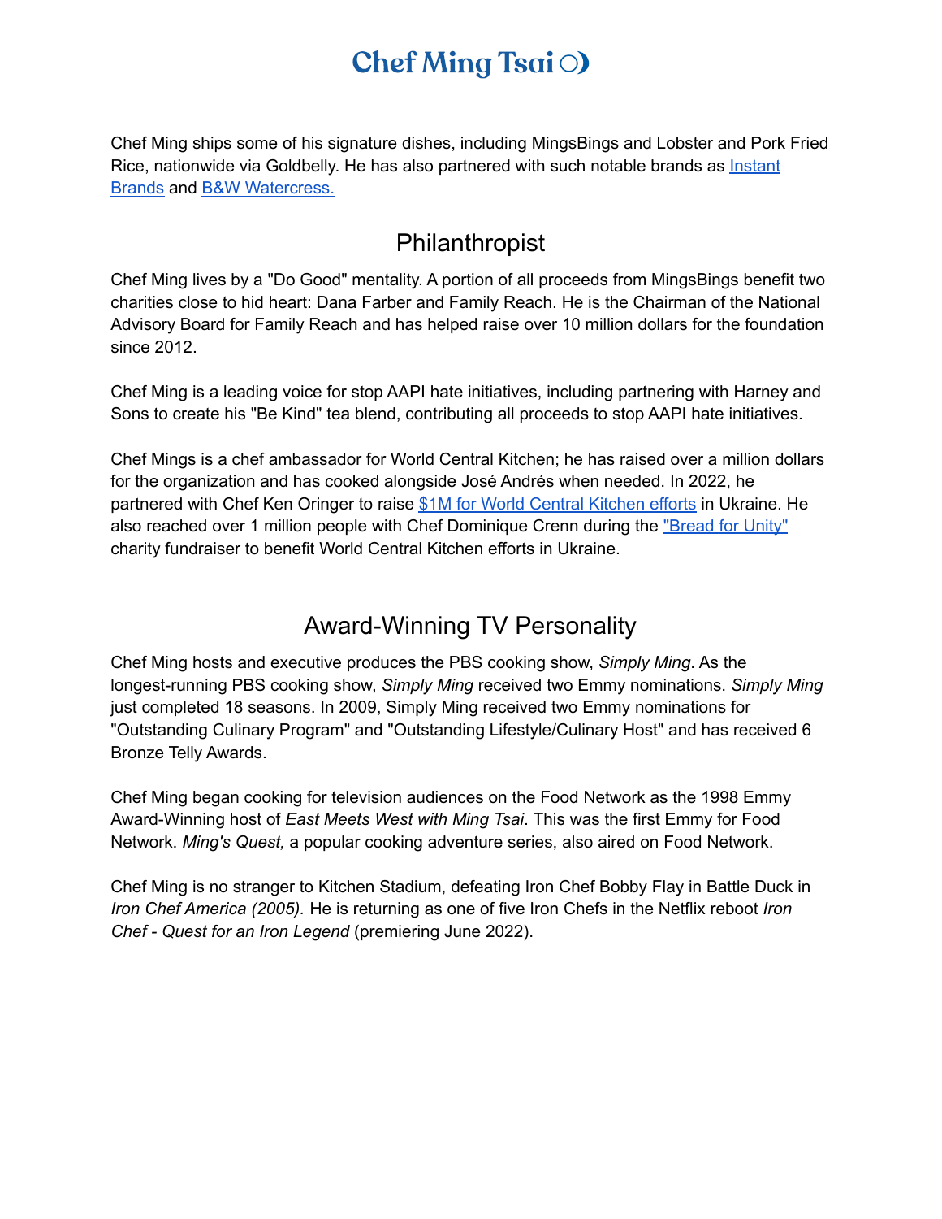Chef Ming ships some of his signature dishes, including MingsBings and Lobster and Pork Fried Rice, nationwide via Goldbelly. He has also partnered with such notable brands as [Instant Brands] and [B&W Watercress.]

## Philanthropist

Chef Ming lives by a "Do Good" mentality. A portion of all proceeds from MingsBings benefit two charities close to hid heart: Dana Farber and Family Reach. He is the Chairman of the National Advisory Board for Family Reach and has helped raise over 10 million dollars for the foundation since 2012.

Chef Ming is a leading voice for stop AAPI hate initiatives, including partnering with Harney and Sons to create his "Be Kind" tea blend, contributing all proceeds to stop AAPI hate initiatives.

Chef Mings is a chef ambassador for World Central Kitchen; he has raised over a million dollars for the organization and has cooked alongside José Andrés when needed. In 2022, he partnered with Chef Ken Oringer to raise [$1M for World Central Kitchen efforts] in Ukraine. He also reached over 1 million people with Chef Dominique Crenn during the ["Bread for Unity"] charity fundraiser to benefit World Central Kitchen efforts in Ukraine.

## Award-Winning TV Personality

Chef Ming hosts and executive produces the PBS cooking show, *Simply Ming*. As the longest-running PBS cooking show, *Simply Ming* received two Emmy nominations. *Simply Ming* just completed 18 seasons. In 2009, Simply Ming received two Emmy nominations for "Outstanding Culinary Program" and "Outstanding Lifestyle/Culinary Host" and has received 6 Bronze Telly Awards.

Chef Ming began cooking for television audiences on the Food Network as the 1998 Emmy Award-Winning host of *East Meets West with Ming Tsai*. This was the first Emmy for Food Network. *Ming's Quest,* a popular cooking adventure series, also aired on Food Network.

Chef Ming is no stranger to Kitchen Stadium, defeating Iron Chef Bobby Flay in Battle Duck in *Iron Chef America (2005).* He is returning as one of five Iron Chefs in the Netflix reboot *Iron Chef - Quest for an Iron Legend* (premiering June 2022).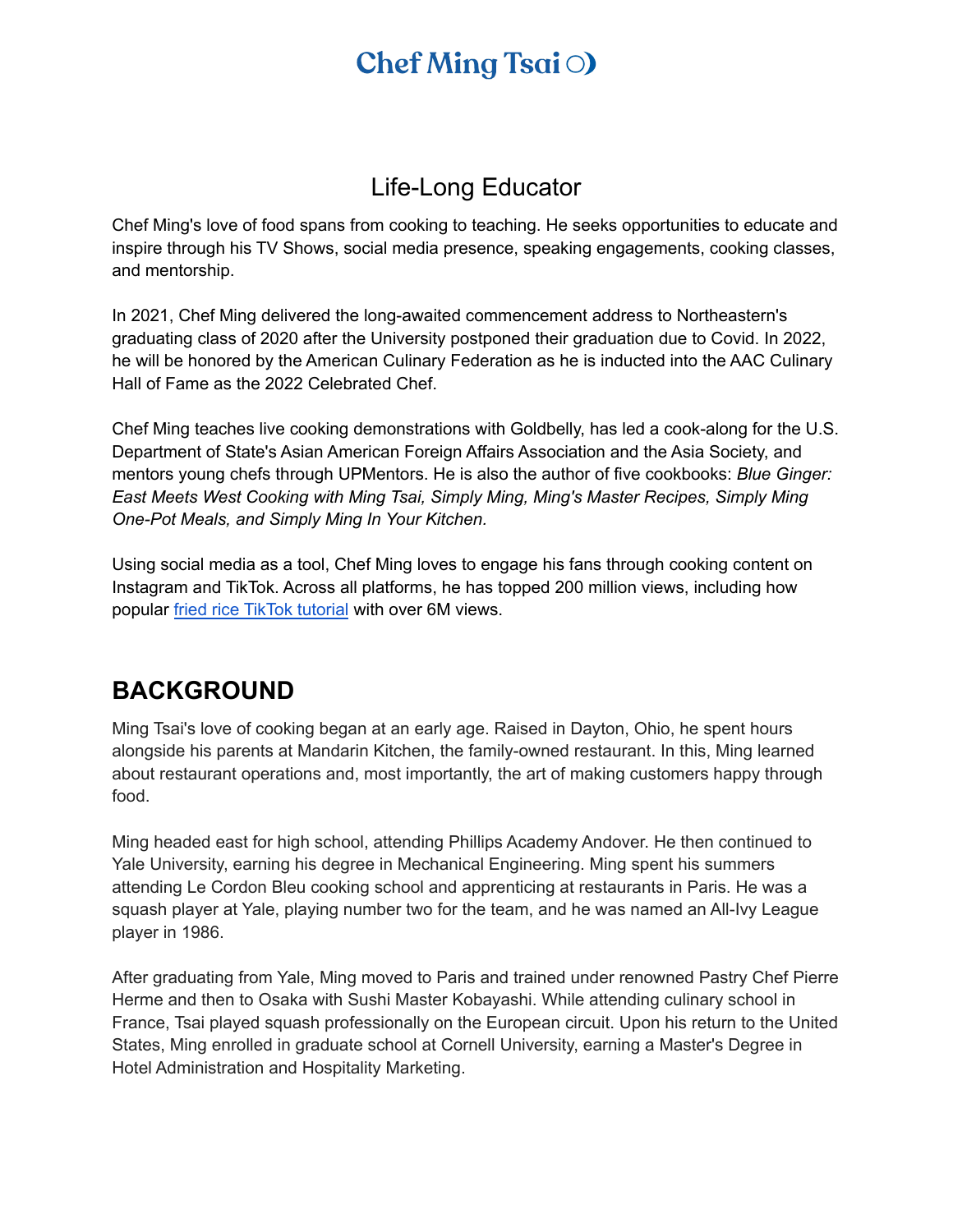# Life-Long Educator

Chef Ming's love of food spans from cooking to teaching. He seeks opportunities to educate and inspire through his TV Shows, social media presence, speaking engagements, cooking classes, and mentorship.

In 2021, Chef Ming delivered the long-awaited commencement address to Northeastern's graduating class of 2020 after the University postponed their graduation due to Covid. In 2022, he will be honored by the American Culinary Federation as he is inducted into the AAC Culinary Hall of Fame as the 2022 Celebrated Chef.

Chef Ming teaches live cooking demonstrations with Goldbelly, has led a cook-along for the U.S. Department of State's Asian American Foreign Affairs Association and the Asia Society, and mentors young chefs through UPMentors. He is also the author of five cookbooks: *Blue Ginger: East Meets West Cooking with Ming Tsai, Simply Ming, Ming's Master Recipes, Simply Ming One-Pot Meals, and Simply Ming In Your Kitchen.*

Using social media as a tool, Chef Ming loves to engage his fans through cooking content on Instagram and TikTok. Across all platforms, he has topped 200 million views, including how popular fried rice TikTok tutorial with over 6M views.

## BACKGROUND

Ming Tsai's love of cooking began at an early age. Raised in Dayton, Ohio, he spent hours alongside his parents at Mandarin Kitchen, the family-owned restaurant. In this, Ming learned about restaurant operations and, most importantly, the art of making customers happy through food.

Ming headed east for high school, attending Phillips Academy Andover. He then continued to Yale University, earning his degree in Mechanical Engineering. Ming spent his summers attending Le Cordon Bleu cooking school and apprenticing at restaurants in Paris. He was a squash player at Yale, playing number two for the team, and he was named an All-Ivy League player in 1986.

After graduating from Yale, Ming moved to Paris and trained under renowned Pastry Chef Pierre Herme and then to Osaka with Sushi Master Kobayashi. While attending culinary school in France, Tsai played squash professionally on the European circuit. Upon his return to the United States, Ming enrolled in graduate school at Cornell University, earning a Master's Degree in Hotel Administration and Hospitality Marketing.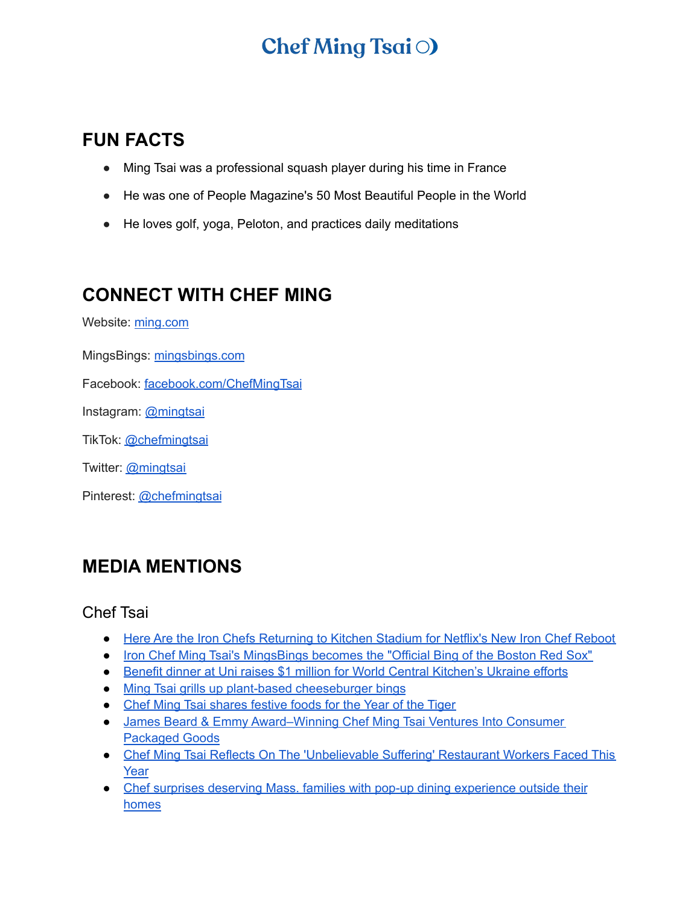# Chef Ming Tsai

## FUN FACTS

- Ming Tsai was a professional squash player during his time in France
- He was one of People Magazine's 50 Most Beautiful People in the World
- He loves golf, yoga, Peloton, and practices daily meditations

## CONNECT WITH CHEF MING

Website: ming.com

MingsBings: mingsbings.com

Facebook: facebook.com/ChefMingTsai

Instagram: @mingtsai

TikTok: @chefmingtsai

Twitter: @mingtsai

Pinterest: @chefmingtsai

## MEDIA MENTIONS

### Chef Tsai

- Here Are the Iron Chefs Returning to Kitchen Stadium for Netflix's New Iron Chef Reboot
- Iron Chef Ming Tsai's MingsBings becomes the "Official Bing of the Boston Red Sox"
- Benefit dinner at Uni raises $1 million for World Central Kitchen's Ukraine efforts
- Ming Tsai grills up plant-based cheeseburger bings
- Chef Ming Tsai shares festive foods for the Year of the Tiger
- James Beard & Emmy Award–Winning Chef Ming Tsai Ventures Into Consumer Packaged Goods
- Chef Ming Tsai Reflects On The 'Unbelievable Suffering' Restaurant Workers Faced This Year
- Chef surprises deserving Mass. families with pop-up dining experience outside their homes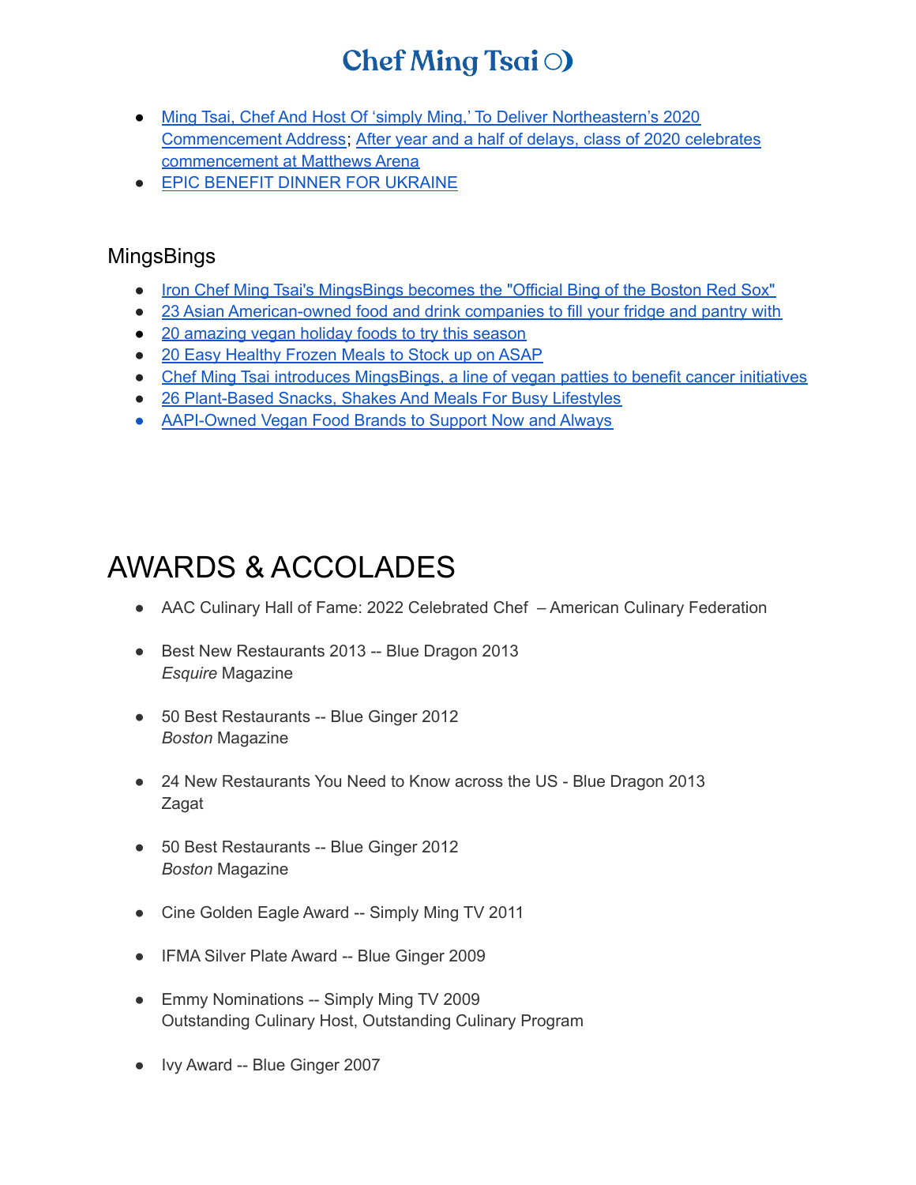- Ming Tsai, Chef And Host Of ‘simply Ming,’ To Deliver Northeastern’s 2020 Commencement Address; After year and a half of delays, class of 2020 celebrates commencement at Matthews Arena
- EPIC BENEFIT DINNER FOR UKRAINE

## MingsBings

- Iron Chef Ming Tsai's MingsBings becomes the "Official Bing of the Boston Red Sox"
- 23 Asian American-owned food and drink companies to fill your fridge and pantry with
- 20 amazing vegan holiday foods to try this season
- 20 Easy Healthy Frozen Meals to Stock up on ASAP
- Chef Ming Tsai introduces MingsBings, a line of vegan patties to benefit cancer initiatives
- 26 Plant-Based Snacks, Shakes And Meals For Busy Lifestyles
- AAPI-Owned Vegan Food Brands to Support Now and Always

# AWARDS & ACCOLADES

- AAC Culinary Hall of Fame: 2022 Celebrated Chef – American Culinary Federation
- Best New Restaurants 2013 -- Blue Dragon 2013
  *Esquire* Magazine
- 50 Best Restaurants -- Blue Ginger 2012
  *Boston* Magazine
- 24 New Restaurants You Need to Know across the US - Blue Dragon 2013
  Zagat
- 50 Best Restaurants -- Blue Ginger 2012
  *Boston* Magazine
- Cine Golden Eagle Award -- Simply Ming TV 2011
- IFMA Silver Plate Award -- Blue Ginger 2009
- Emmy Nominations -- Simply Ming TV 2009
  Outstanding Culinary Host, Outstanding Culinary Program
- Ivy Award -- Blue Ginger 2007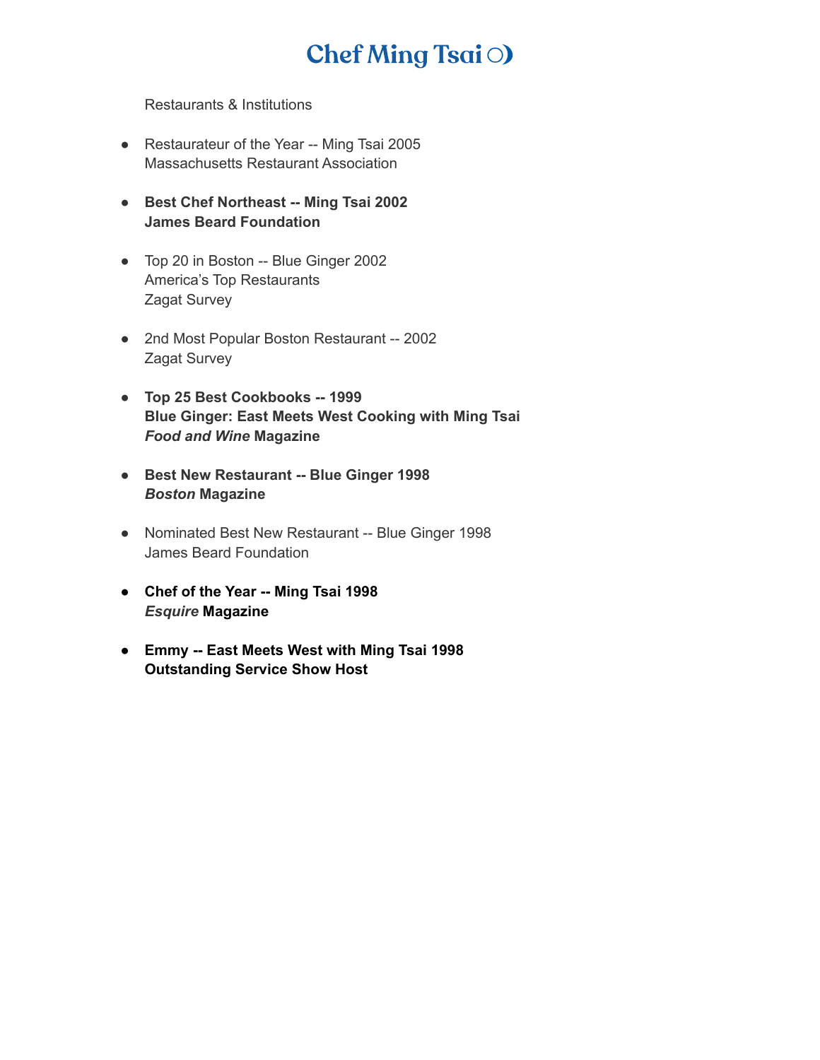Restaurants & Institutions

- Restaurateur of the Year -- Ming Tsai 2005
  Massachusetts Restaurant Association

- **Best Chef Northeast -- Ming Tsai 2002**
  **James Beard Foundation**

- Top 20 in Boston -- Blue Ginger 2002
  America's Top Restaurants
  Zagat Survey

- 2nd Most Popular Boston Restaurant -- 2002
  Zagat Survey

- **Top 25 Best Cookbooks -- 1999**
  **Blue Ginger: East Meets West Cooking with Ming Tsai**
  ***Food and Wine* Magazine**

- **Best New Restaurant -- Blue Ginger 1998**
  ***Boston* Magazine**

- Nominated Best New Restaurant -- Blue Ginger 1998
  James Beard Foundation

- **Chef of the Year -- Ming Tsai 1998**
  ***Esquire* Magazine**

- **Emmy -- East Meets West with Ming Tsai 1998**
  **Outstanding Service Show Host**